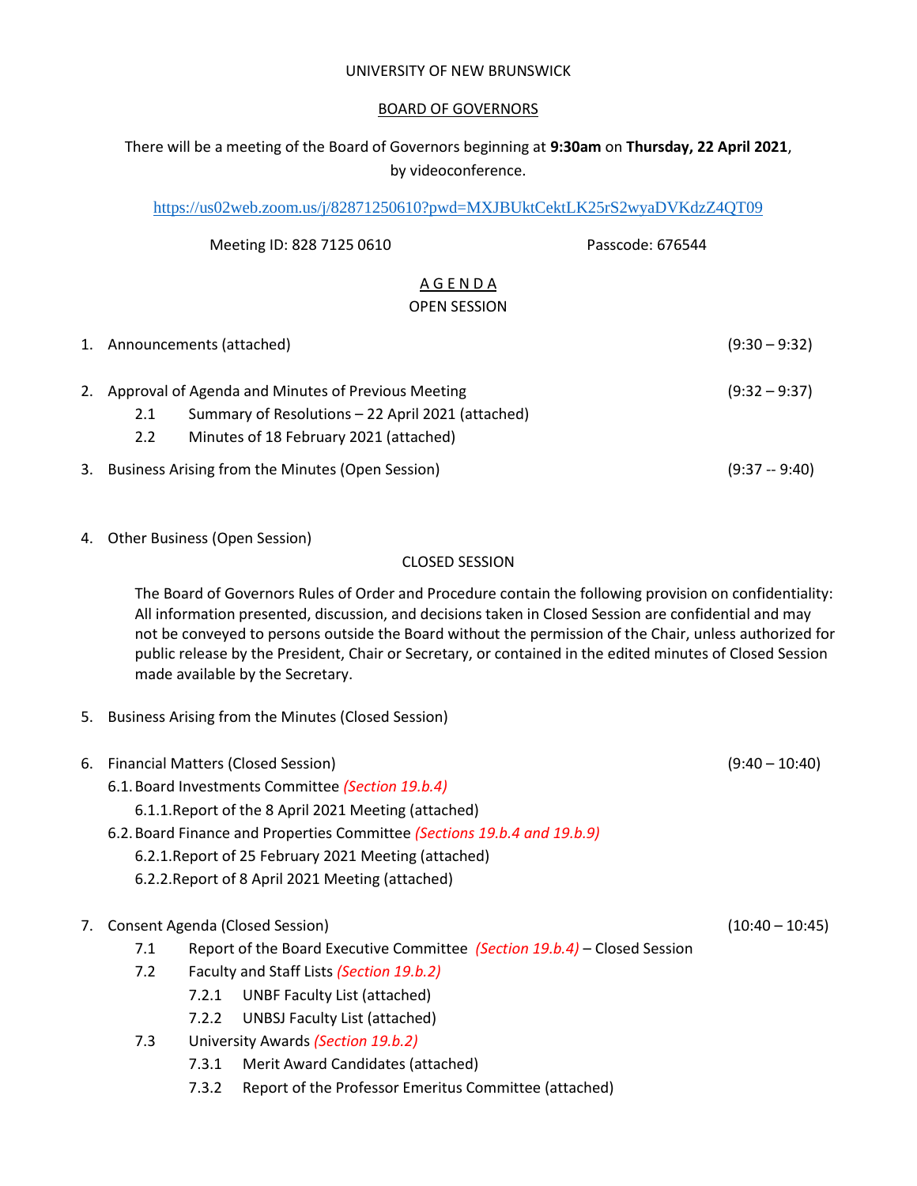UNIVERSITY OF NEW BRUNSWICK

BOARD OF GOVERNORS

There will be a meeting of the Board of Governors beginning at **9:30am** on **Thursday, 22 April 2021**, by videoconference.

https://us02web.zoom.us/j/82871250610?pwd=MXJBUktCektLK25rS2wyaDVKdzZ4QT09

Meeting ID: 828 7125 0610 Passcode: 676544

## A G E N D A

### OPEN SESSION

1. Announcements (attached) (9:30 – 9:32)

2. Approval of Agenda and Minutes of Previous Meeting (9:32 – 9:37)
   - 2.1 Summary of Resolutions – 22 April 2021 (attached)
   - 2.2 Minutes of 18 February 2021 (attached)

3. Business Arising from the Minutes (Open Session) (9:37 -- 9:40)

4. Other Business (Open Session)

### CLOSED SESSION

The Board of Governors Rules of Order and Procedure contain the following provision on confidentiality: All information presented, discussion, and decisions taken in Closed Session are confidential and may not be conveyed to persons outside the Board without the permission of the Chair, unless authorized for public release by the President, Chair or Secretary, or contained in the edited minutes of Closed Session made available by the Secretary.

5. Business Arising from the Minutes (Closed Session)

6. Financial Matters (Closed Session) (9:40 – 10:40)
   - 6.1. Board Investments Committee *(Section 19.b.4)*
     - 6.1.1. Report of the 8 April 2021 Meeting (attached)
   - 6.2. Board Finance and Properties Committee *(Sections 19.b.4 and 19.b.9)*
     - 6.2.1. Report of 25 February 2021 Meeting (attached)
     - 6.2.2. Report of 8 April 2021 Meeting (attached)

7. Consent Agenda (Closed Session) (10:40 – 10:45)
   - 7.1 Report of the Board Executive Committee *(Section 19.b.4)* – Closed Session
   - 7.2 Faculty and Staff Lists *(Section 19.b.2)*
     - 7.2.1 UNBF Faculty List (attached)
     - 7.2.2 UNBSJ Faculty List (attached)
   - 7.3 University Awards *(Section 19.b.2)*
     - 7.3.1 Merit Award Candidates (attached)
     - 7.3.2 Report of the Professor Emeritus Committee (attached)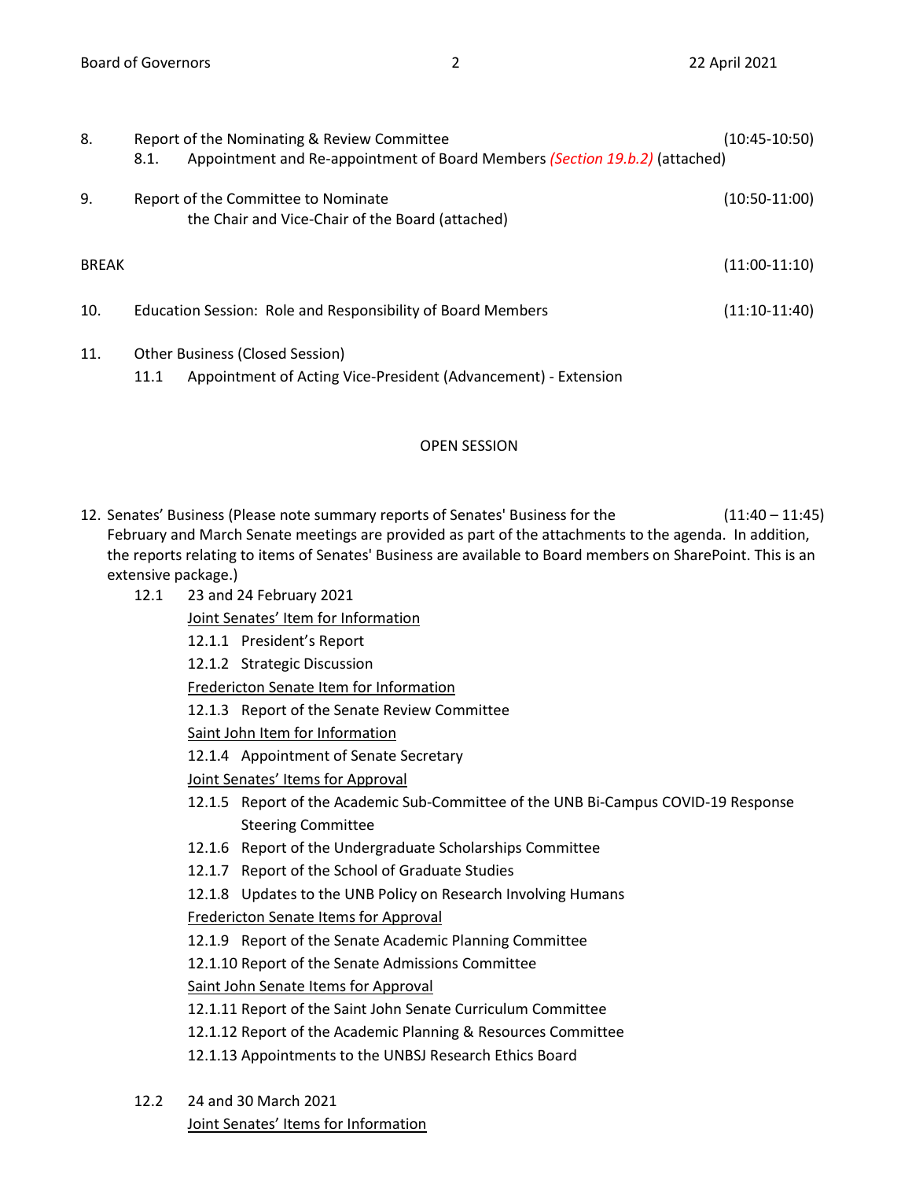8. Report of the Nominating & Review Committee (10:45-10:50)
   8.1. Appointment and Re-appointment of Board Members *(Section 19.b.2)* (attached)

9. Report of the Committee to Nominate the Chair and Vice-Chair of the Board (attached) (10:50-11:00)

BREAK (11:00-11:10)

10. Education Session: Role and Responsibility of Board Members (11:10-11:40)

11. Other Business (Closed Session)
    11.1 Appointment of Acting Vice-President (Advancement) - Extension

## OPEN SESSION

12. Senates' Business (Please note summary reports of Senates' Business for the February and March Senate meetings are provided as part of the attachments to the agenda. In addition, the reports relating to items of Senates' Business are available to Board members on SharePoint. This is an extensive package.) (11:40 – 11:45)

    12.1 23 and 24 February 2021

    Joint Senates' Item for Information

    12.1.1 President's Report

    12.1.2 Strategic Discussion

    Fredericton Senate Item for Information

    12.1.3 Report of the Senate Review Committee

    Saint John Item for Information

    12.1.4 Appointment of Senate Secretary

    Joint Senates' Items for Approval

    12.1.5 Report of the Academic Sub-Committee of the UNB Bi-Campus COVID-19 Response Steering Committee

    12.1.6 Report of the Undergraduate Scholarships Committee

    12.1.7 Report of the School of Graduate Studies

    12.1.8 Updates to the UNB Policy on Research Involving Humans

    Fredericton Senate Items for Approval

    12.1.9 Report of the Senate Academic Planning Committee

    12.1.10 Report of the Senate Admissions Committee

    Saint John Senate Items for Approval

    12.1.11 Report of the Saint John Senate Curriculum Committee

    12.1.12 Report of the Academic Planning & Resources Committee

    12.1.13 Appointments to the UNBSJ Research Ethics Board

    12.2 24 and 30 March 2021

    Joint Senates' Items for Information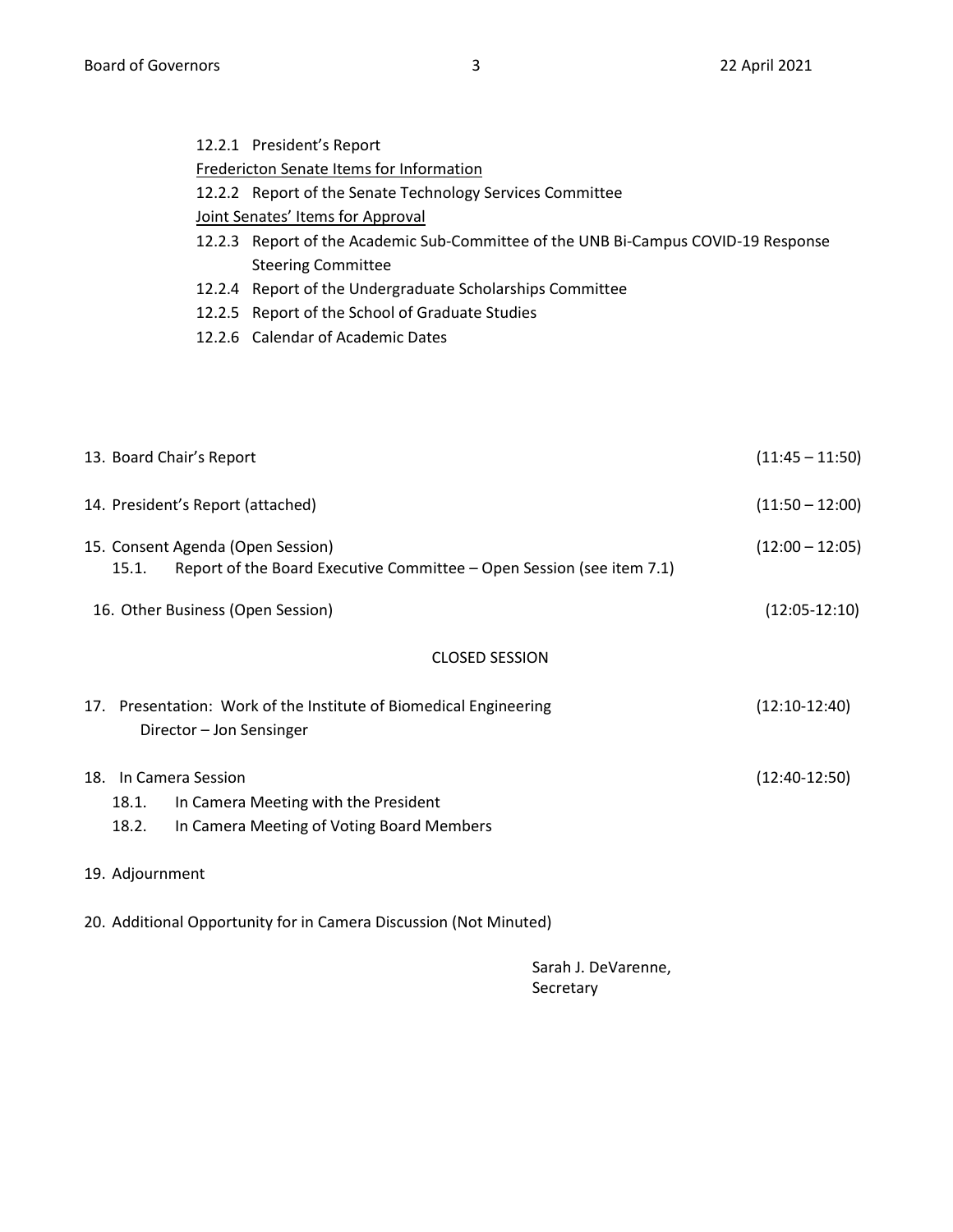12.2.1 President's Report

Fredericton Senate Items for Information

12.2.2 Report of the Senate Technology Services Committee

Joint Senates' Items for Approval

12.2.3 Report of the Academic Sub-Committee of the UNB Bi-Campus COVID-19 Response Steering Committee

12.2.4 Report of the Undergraduate Scholarships Committee

12.2.5 Report of the School of Graduate Studies

12.2.6 Calendar of Academic Dates

13. Board Chair's Report (11:45 – 11:50)

14. President's Report (attached) (11:50 – 12:00)

15. Consent Agenda (Open Session) (12:00 – 12:05)
    15.1. Report of the Board Executive Committee – Open Session (see item 7.1)

16. Other Business (Open Session) (12:05-12:10)

CLOSED SESSION

17. Presentation: Work of the Institute of Biomedical Engineering (12:10-12:40)
    Director – Jon Sensinger

18. In Camera Session (12:40-12:50)
    18.1. In Camera Meeting with the President
    18.2. In Camera Meeting of Voting Board Members

19. Adjournment

20. Additional Opportunity for in Camera Discussion (Not Minuted)

Sarah J. DeVarenne,
Secretary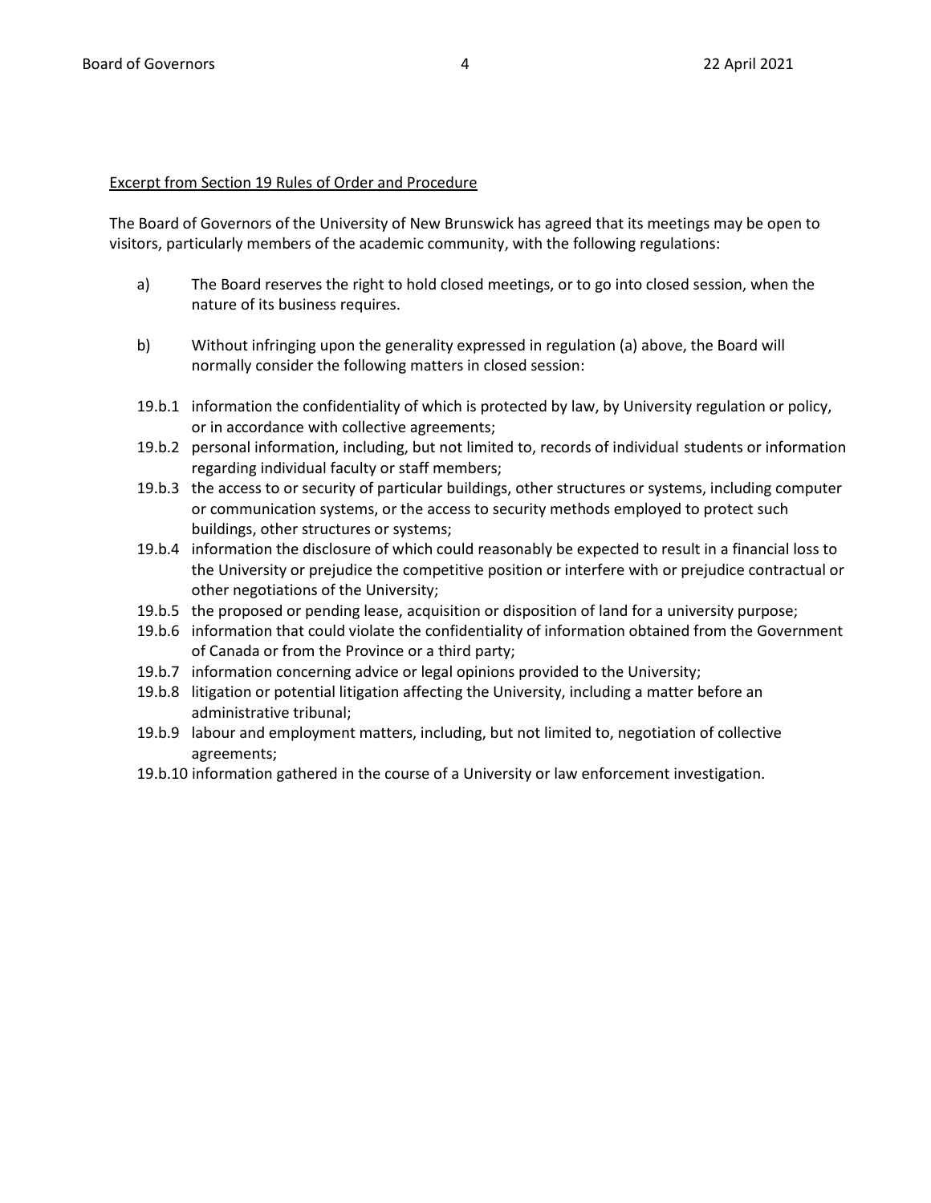Excerpt from Section 19 Rules of Order and Procedure

The Board of Governors of the University of New Brunswick has agreed that its meetings may be open to visitors, particularly members of the academic community, with the following regulations:

a) The Board reserves the right to hold closed meetings, or to go into closed session, when the nature of its business requires.

b) Without infringing upon the generality expressed in regulation (a) above, the Board will normally consider the following matters in closed session:

19.b.1 information the confidentiality of which is protected by law, by University regulation or policy, or in accordance with collective agreements;
19.b.2 personal information, including, but not limited to, records of individual students or information regarding individual faculty or staff members;
19.b.3 the access to or security of particular buildings, other structures or systems, including computer or communication systems, or the access to security methods employed to protect such buildings, other structures or systems;
19.b.4 information the disclosure of which could reasonably be expected to result in a financial loss to the University or prejudice the competitive position or interfere with or prejudice contractual or other negotiations of the University;
19.b.5 the proposed or pending lease, acquisition or disposition of land for a university purpose;
19.b.6 information that could violate the confidentiality of information obtained from the Government of Canada or from the Province or a third party;
19.b.7 information concerning advice or legal opinions provided to the University;
19.b.8 litigation or potential litigation affecting the University, including a matter before an administrative tribunal;
19.b.9 labour and employment matters, including, but not limited to, negotiation of collective agreements;
19.b.10 information gathered in the course of a University or law enforcement investigation.